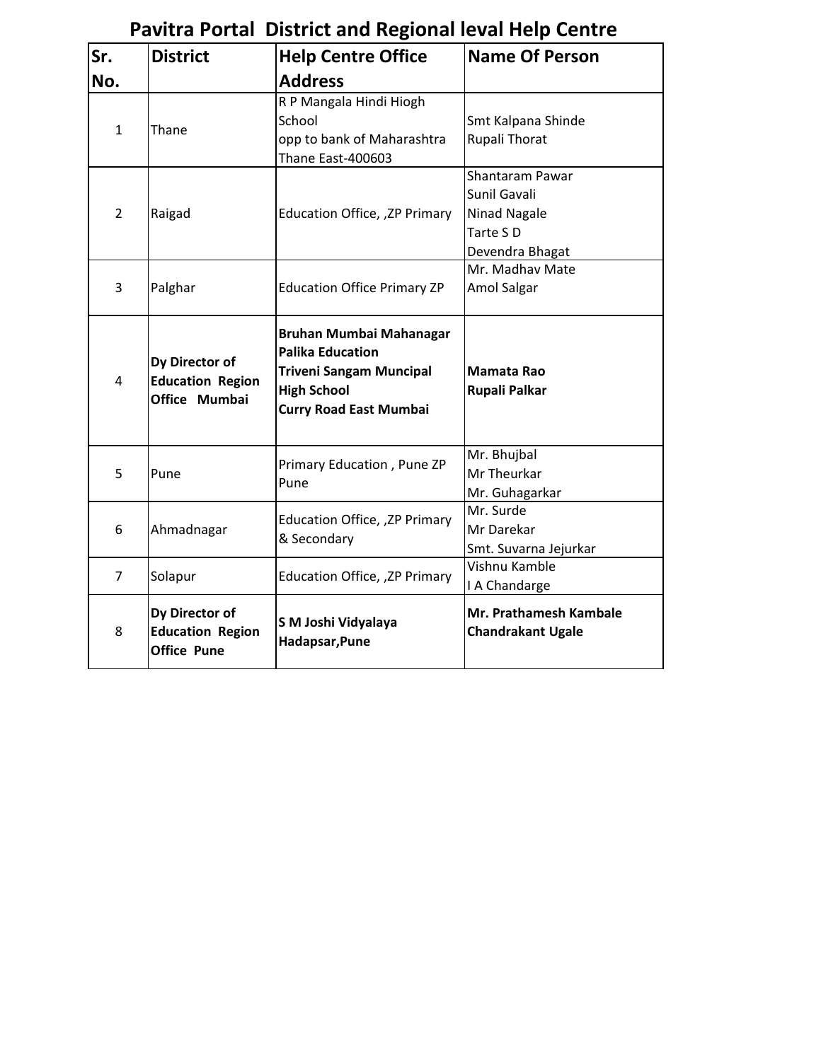# Pavitra Portal District and Regional leval Help Centre

| Sr. No. | District | Help Centre Office Address | Name Of Person |
|---|---|---|---|
| 1 | Thane | R P Mangala Hindi Hiogh School opp to bank of Maharashtra Thane East-400603 | Smt Kalpana Shinde<br>Rupali Thorat |
| 2 | Raigad | Education Office, ,ZP Primary | Shantaram Pawar<br>Sunil Gavali<br>Ninad Nagale<br>Tarte S D<br>Devendra Bhagat |
| 3 | Palghar | Education Office Primary ZP | Mr. Madhav Mate<br>Amol Salgar |
| 4 | **Dy Director of Education Region Office Mumbai** | **Bruhan Mumbai Mahanagar Palika Education Triveni Sangam Muncipal High School Curry Road East Mumbai** | **Mamata Rao**<br>**Rupali Palkar** |
| 5 | Pune | Primary Education , Pune ZP Pune | Mr. Bhujbal<br>Mr Theurkar<br>Mr. Guhagarkar |
| 6 | Ahmadnagar | Education Office, ,ZP Primary & Secondary | Mr. Surde<br>Mr Darekar<br>Smt. Suvarna Jejurkar |
| 7 | Solapur | Education Office, ,ZP Primary | Vishnu Kamble<br>I A Chandarge |
| 8 | **Dy Director of Education Region Office Pune** | **S M Joshi Vidyalaya Hadapsar,Pune** | **Mr. Prathamesh Kambale**<br>**Chandrakant Ugale** |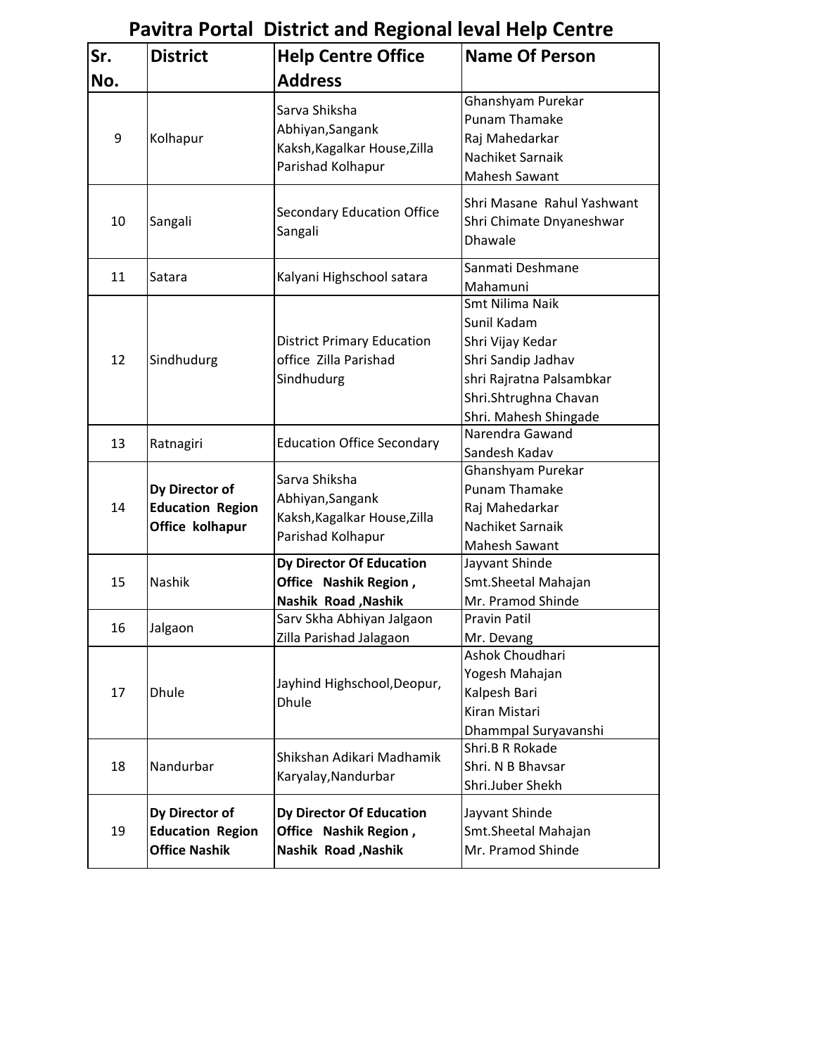# Pavitra Portal District and Regional leval Help Centre

| Sr. No. | District | Help Centre Office Address | Name Of Person |
|---|---|---|---|
| 9 | Kolhapur | Sarva Shiksha Abhiyan,Sangank Kaksh,Kagalkar House,Zilla Parishad Kolhapur | Ghanshyam Purekar<br>Punam Thamake<br>Raj Mahedarkar<br>Nachiket Sarnaik<br>Mahesh Sawant |
| 10 | Sangali | Secondary Education Office Sangali | Shri Masane Rahul Yashwant<br>Shri Chimate Dnyaneshwar Dhawale |
| 11 | Satara | Kalyani Highschool satara | Sanmati Deshmane<br>Mahamuni |
| 12 | Sindhudurg | District Primary Education office Zilla Parishad Sindhudurg | Smt Nilima Naik<br>Sunil Kadam<br>Shri Vijay Kedar<br>Shri Sandip Jadhav<br>shri Rajratna Palsambkar<br>Shri.Shtrughna Chavan<br>Shri. Mahesh Shingade |
| 13 | Ratnagiri | Education Office Secondary | Narendra Gawand<br>Sandesh Kadav |
| 14 | **Dy Director of Education Region Office kolhapur** | Sarva Shiksha Abhiyan,Sangank Kaksh,Kagalkar House,Zilla Parishad Kolhapur | Ghanshyam Purekar<br>Punam Thamake<br>Raj Mahedarkar<br>Nachiket Sarnaik<br>Mahesh Sawant |
| 15 | Nashik | **Dy Director Of Education Office Nashik Region , Nashik Road ,Nashik** | Jayvant Shinde<br>Smt.Sheetal Mahajan<br>Mr. Pramod Shinde |
| 16 | Jalgaon | Sarv Skha Abhiyan Jalgaon Zilla Parishad Jalagaon | Pravin Patil<br>Mr. Devang |
| 17 | Dhule | Jayhind Highschool,Deopur, Dhule | Ashok Choudhari<br>Yogesh Mahajan<br>Kalpesh Bari<br>Kiran Mistari<br>Dhammpal Suryavanshi |
| 18 | Nandurbar | Shikshan Adikari Madhamik Karyalay,Nandurbar | Shri.B R Rokade<br>Shri. N B Bhavsar<br>Shri.Juber Shekh |
| 19 | **Dy Director of Education Region Office Nashik** | **Dy Director Of Education Office Nashik Region , Nashik Road ,Nashik** | Jayvant Shinde<br>Smt.Sheetal Mahajan<br>Mr. Pramod Shinde |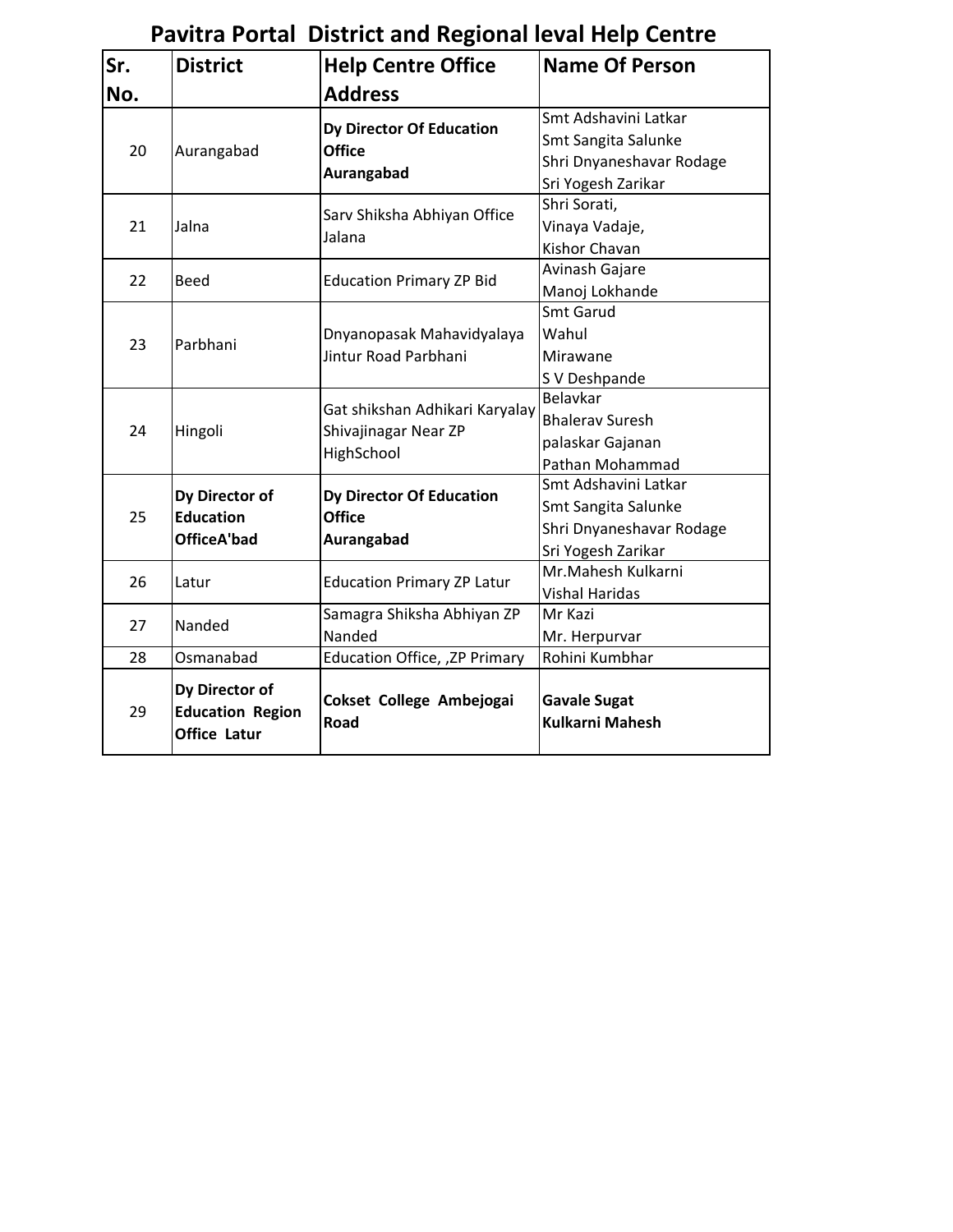## Pavitra Portal District and Regional leval Help Centre

| Sr. No. | District | Help Centre Office Address | Name Of Person |
|---|---|---|---|
| 20 | Aurangabad | **Dy Director Of Education Office Aurangabad** | Smt Adshavini Latkar<br>Smt Sangita Salunke<br>Shri Dnyaneshavar Rodage<br>Sri Yogesh Zarikar |
| 21 | Jalna | Sarv Shiksha Abhiyan Office Jalana | Shri Sorati,<br>Vinaya Vadaje,<br>Kishor Chavan |
| 22 | Beed | Education Primary ZP Bid | Avinash Gajare<br>Manoj Lokhande |
| 23 | Parbhani | Dnyanopasak Mahavidyalaya Jintur Road Parbhani | Smt Garud<br>Wahul<br>Mirawane<br>S V Deshpande |
| 24 | Hingoli | Gat shikshan Adhikari Karyalay Shivajinagar Near ZP HighSchool | Belavkar<br>Bhalerav Suresh<br>palaskar Gajanan<br>Pathan Mohammad |
| 25 | **Dy Director of Education OfficeA'bad** | **Dy Director Of Education Office Aurangabad** | Smt Adshavini Latkar<br>Smt Sangita Salunke<br>Shri Dnyaneshavar Rodage<br>Sri Yogesh Zarikar |
| 26 | Latur | Education Primary ZP Latur | Mr.Mahesh Kulkarni<br>Vishal Haridas |
| 27 | Nanded | Samagra Shiksha Abhiyan ZP Nanded | Mr Kazi<br>Mr. Herpurvar |
| 28 | Osmanabad | Education Office, ,ZP Primary | Rohini Kumbhar |
| 29 | **Dy Director of Education Region Office Latur** | **Cokset College Ambejogai Road** | **Gavale Sugat**<br>**Kulkarni Mahesh** |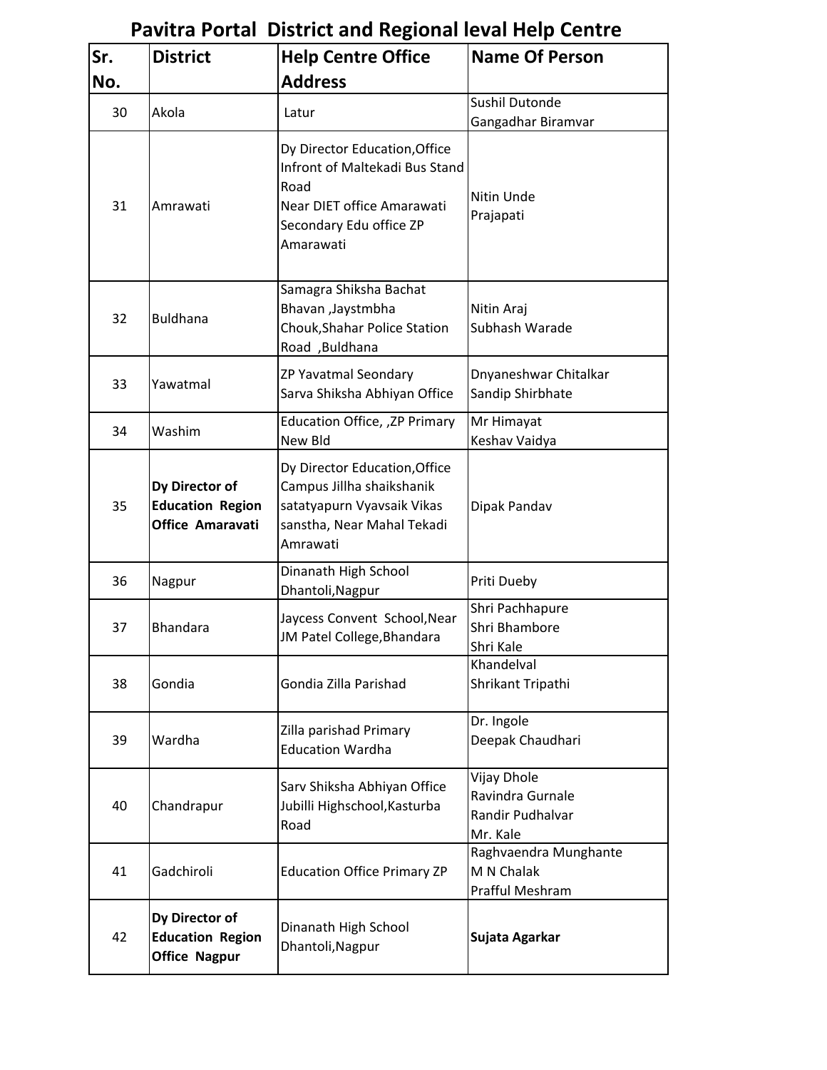# Pavitra Portal District and Regional leval Help Centre

| Sr. No. | District | Help Centre Office Address | Name Of Person |
|---|---|---|---|
| 30 | Akola | Latur | Sushil Dutonde<br>Gangadhar Biramvar |
| 31 | Amrawati | Dy Director Education,Office Infront of Maltekadi Bus Stand Road<br>Near DIET office Amarawati<br>Secondary Edu office ZP Amarawati | Nitin Unde<br>Prajapati |
| 32 | Buldhana | Samagra Shiksha Bachat Bhavan ,Jaystmbha Chouk,Shahar Police Station Road ,Buldhana | Nitin Araj<br>Subhash Warade |
| 33 | Yawatmal | ZP Yavatmal Seondary<br>Sarva Shiksha Abhiyan Office | Dnyaneshwar Chitalkar<br>Sandip Shirbhate |
| 34 | Washim | Education Office, ,ZP Primary New Bld | Mr Himayat<br>Keshav Vaidya |
| 35 | **Dy Director of Education Region Office Amaravati** | Dy Director Education,Office Campus Jillha shaikshanik satatyapurn Vyavsaik Vikas sanstha, Near Mahal Tekadi Amrawati | Dipak Pandav |
| 36 | Nagpur | Dinanath High School Dhantoli,Nagpur | Priti Dueby |
| 37 | Bhandara | Jaycess Convent School,Near JM Patel College,Bhandara | Shri Pachhapure<br>Shri Bhambore<br>Shri Kale |
| 38 | Gondia | Gondia Zilla Parishad | Khandelval<br>Shrikant Tripathi |
| 39 | Wardha | Zilla parishad Primary Education Wardha | Dr. Ingole<br>Deepak Chaudhari |
| 40 | Chandrapur | Sarv Shiksha Abhiyan Office Jubilli Highschool,Kasturba Road | Vijay Dhole<br>Ravindra Gurnale<br>Randir Pudhalvar<br>Mr. Kale |
| 41 | Gadchiroli | Education Office Primary ZP | Raghvaendra Munghante<br>M N Chalak<br>Prafful Meshram |
| 42 | **Dy Director of Education Region Office Nagpur** | Dinanath High School Dhantoli,Nagpur | **Sujata Agarkar** |